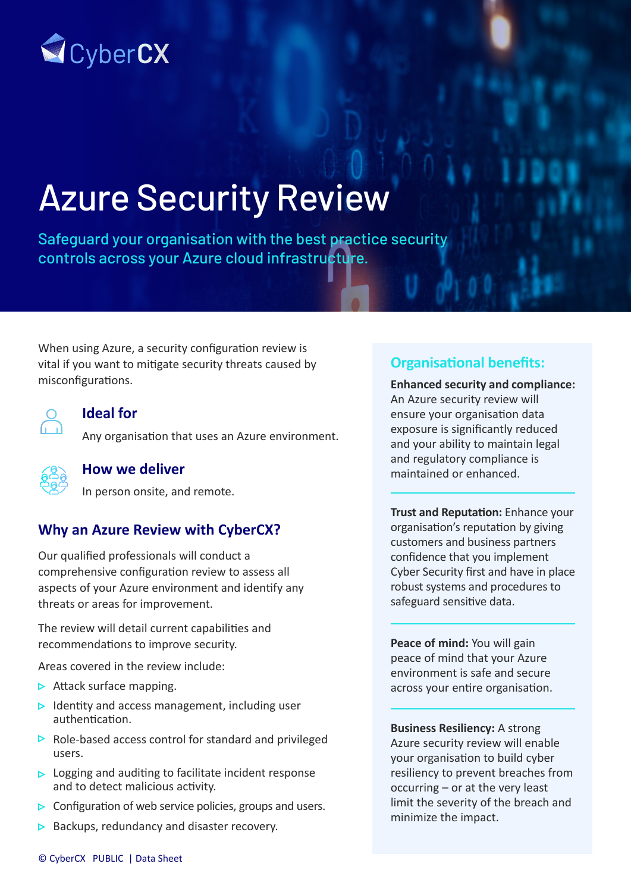# Azure Security Review

Safeguard your organisation with the best practice security controls across your Azure cloud infrastructure.

When using Azure, a security configuration review is vital if you want to mitigate security threats caused by misconfigurations.

### Ideal for

Any organisation that uses an Azure environment.

### How we deliver

In person onsite, and remote.

## Why an Azure Review with CyberCX?

Our qualified professionals will conduct a comprehensive configuration review to assess all aspects of your Azure environment and identify any threats or areas for improvement.

The review will detail current capabilities and recommendations to improve security.

Areas covered in the review include:

- Attack surface mapping.
- Identity and access management, including user authentication.
- Role-based access control for standard and privileged users.
- Logging and auditing to facilitate incident response and to detect malicious activity.
- Configuration of web service policies, groups and users.
- Backups, redundancy and disaster recovery.

## Organisational benefits:

**Enhanced security and compliance:** An Azure security review will ensure your organisation data exposure is significantly reduced and your ability to maintain legal and regulatory compliance is maintained or enhanced.

**Trust and Reputation:** Enhance your organisation's reputation by giving customers and business partners confidence that you implement Cyber Security first and have in place robust systems and procedures to safeguard sensitive data.

**Peace of mind:** You will gain peace of mind that your Azure environment is safe and secure across your entire organisation.

**Business Resiliency:** A strong Azure security review will enable your organisation to build cyber resiliency to prevent breaches from occurring – or at the very least limit the severity of the breach and minimize the impact.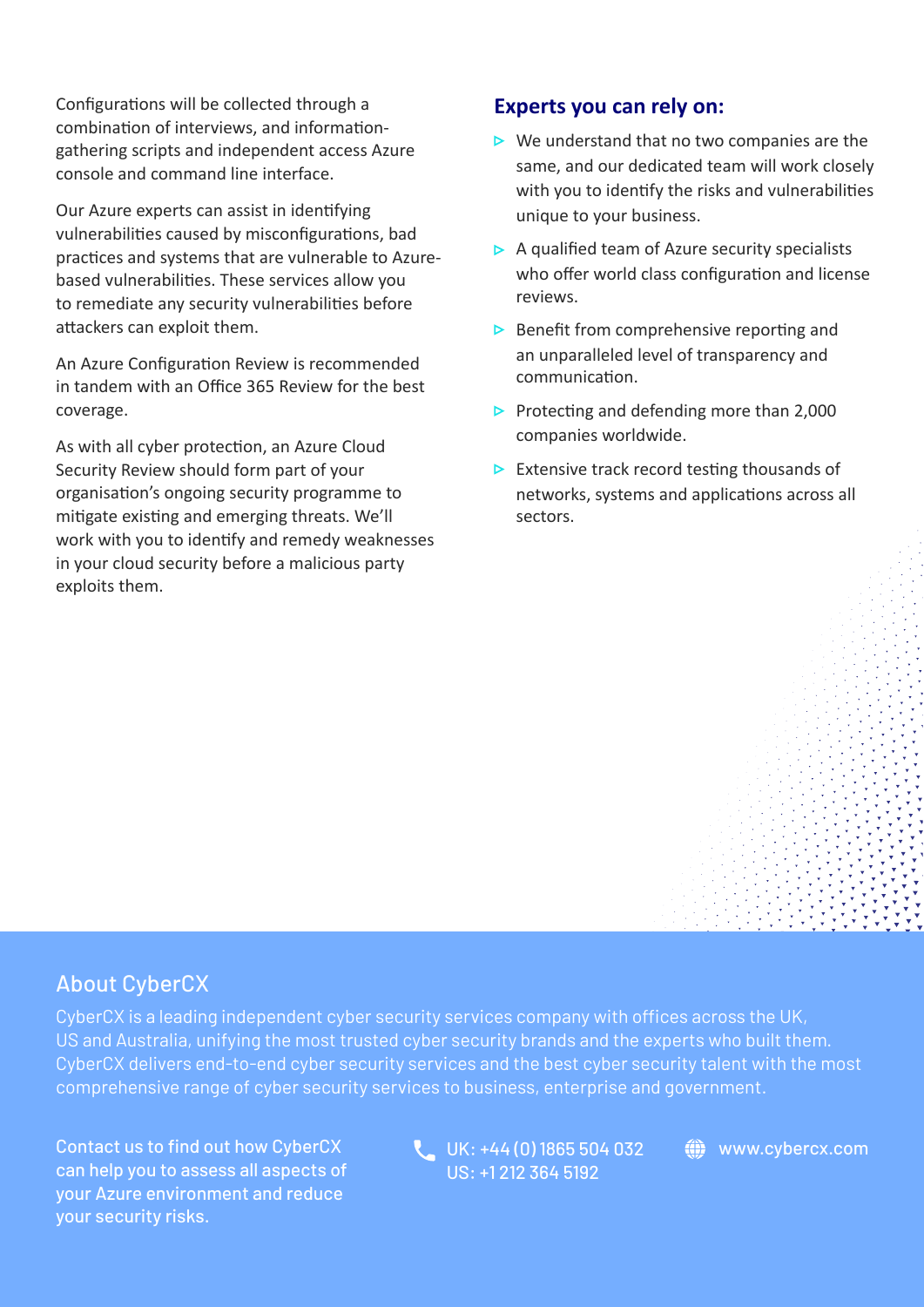Configurations will be collected through a combination of interviews, and information-gathering scripts and independent access Azure console and command line interface.

Our Azure experts can assist in identifying vulnerabilities caused by misconfigurations, bad practices and systems that are vulnerable to Azure-based vulnerabilities. These services allow you to remediate any security vulnerabilities before attackers can exploit them.

An Azure Configuration Review is recommended in tandem with an Office 365 Review for the best coverage.

As with all cyber protection, an Azure Cloud Security Review should form part of your organisation's ongoing security programme to mitigate existing and emerging threats. We'll work with you to identify and remedy weaknesses in your cloud security before a malicious party exploits them.

## Experts you can rely on:

- We understand that no two companies are the same, and our dedicated team will work closely with you to identify the risks and vulnerabilities unique to your business.
- A qualified team of Azure security specialists who offer world class configuration and license reviews.
- Benefit from comprehensive reporting and an unparalleled level of transparency and communication.
- Protecting and defending more than 2,000 companies worldwide.
- Extensive track record testing thousands of networks, systems and applications across all sectors.

## About CyberCX

CyberCX is a leading independent cyber security services company with offices across the UK, US and Australia, unifying the most trusted cyber security brands and the experts who built them. CyberCX delivers end-to-end cyber security services and the best cyber security talent with the most comprehensive range of cyber security services to business, enterprise and government.

Contact us to find out how CyberCX can help you to assess all aspects of your Azure environment and reduce your security risks.

UK: +44 (0) 1865 504 032
US: +1 212 364 5192

www.cybercx.com